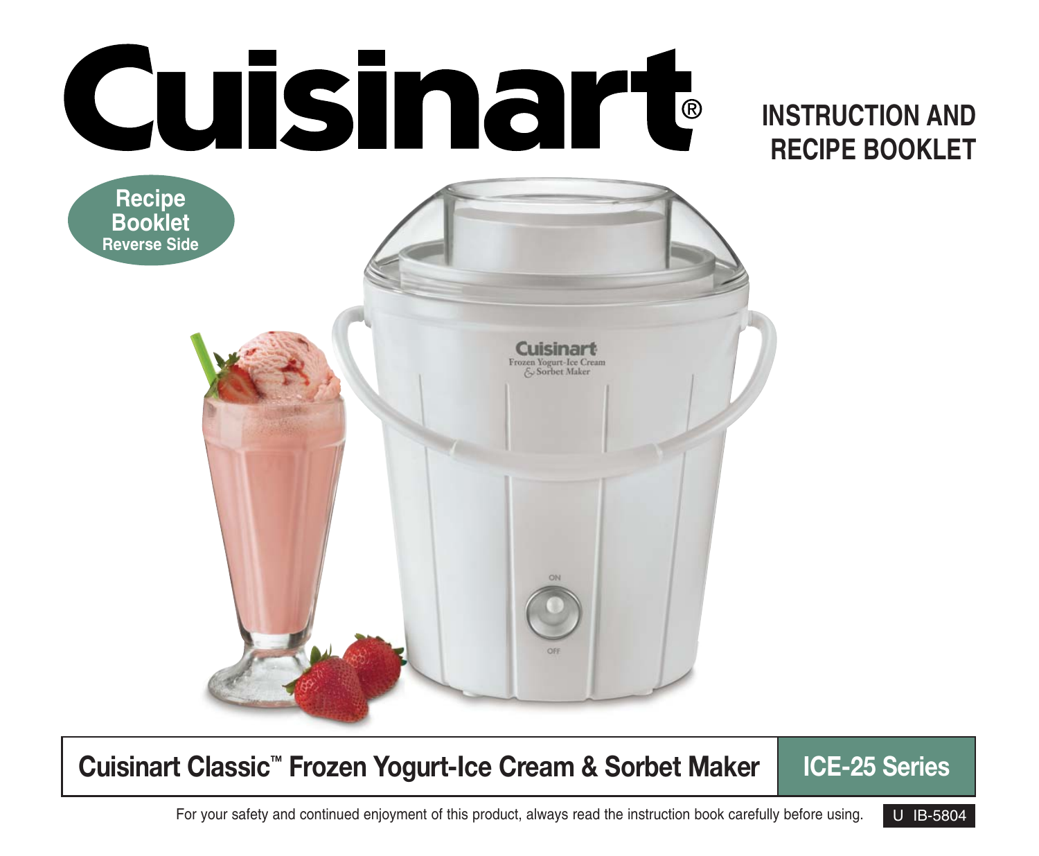# Cuisinart®

## INSTRUCTION AND RECIPE BOOKLET

**Recipe Booklet**
**Reverse Side**

## Cuisinart Classic™ Frozen Yogurt-Ice Cream & Sorbet Maker

**ICE-25 Series**

For your safety and continued enjoyment of this product, always read the instruction book carefully before using.

U IB-5804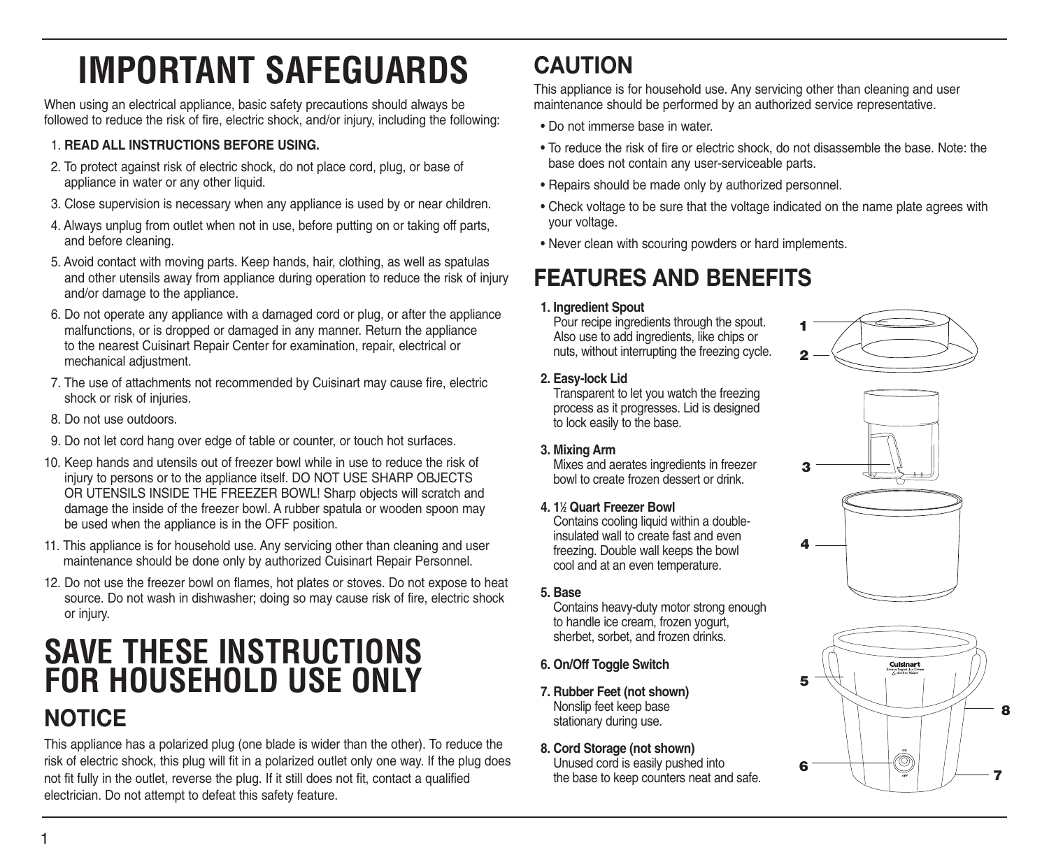# IMPORTANT SAFEGUARDS

When using an electrical appliance, basic safety precautions should always be followed to reduce the risk of fire, electric shock, and/or injury, including the following:

1. **READ ALL INSTRUCTIONS BEFORE USING.**
2. To protect against risk of electric shock, do not place cord, plug, or base of appliance in water or any other liquid.
3. Close supervision is necessary when any appliance is used by or near children.
4. Always unplug from outlet when not in use, before putting on or taking off parts, and before cleaning.
5. Avoid contact with moving parts. Keep hands, hair, clothing, as well as spatulas and other utensils away from appliance during operation to reduce the risk of injury and/or damage to the appliance.
6. Do not operate any appliance with a damaged cord or plug, or after the appliance malfunctions, or is dropped or damaged in any manner. Return the appliance to the nearest Cuisinart Repair Center for examination, repair, electrical or mechanical adjustment.
7. The use of attachments not recommended by Cuisinart may cause fire, electric shock or risk of injuries.
8. Do not use outdoors.
9. Do not let cord hang over edge of table or counter, or touch hot surfaces.
10. Keep hands and utensils out of freezer bowl while in use to reduce the risk of injury to persons or to the appliance itself. DO NOT USE SHARP OBJECTS OR UTENSILS INSIDE THE FREEZER BOWL! Sharp objects will scratch and damage the inside of the freezer bowl. A rubber spatula or wooden spoon may be used when the appliance is in the OFF position.
11. This appliance is for household use. Any servicing other than cleaning and user maintenance should be done only by authorized Cuisinart Repair Personnel.
12. Do not use the freezer bowl on flames, hot plates or stoves. Do not expose to heat source. Do not wash in dishwasher; doing so may cause risk of fire, electric shock or injury.

# SAVE THESE INSTRUCTIONS FOR HOUSEHOLD USE ONLY

## NOTICE

This appliance has a polarized plug (one blade is wider than the other). To reduce the risk of electric shock, this plug will fit in a polarized outlet only one way. If the plug does not fit fully in the outlet, reverse the plug. If it still does not fit, contact a qualified electrician. Do not attempt to defeat this safety feature.

## CAUTION

This appliance is for household use. Any servicing other than cleaning and user maintenance should be performed by an authorized service representative.

- Do not immerse base in water.
- To reduce the risk of fire or electric shock, do not disassemble the base. Note: the base does not contain any user-serviceable parts.
- Repairs should be made only by authorized personnel.
- Check voltage to be sure that the voltage indicated on the name plate agrees with your voltage.
- Never clean with scouring powders or hard implements.

# FEATURES AND BENEFITS

1. **Ingredient Spout**
   Pour recipe ingredients through the spout. Also use to add ingredients, like chips or nuts, without interrupting the freezing cycle.
2. **Easy-lock Lid**
   Transparent to let you watch the freezing process as it progresses. Lid is designed to lock easily to the base.
3. **Mixing Arm**
   Mixes and aerates ingredients in freezer bowl to create frozen dessert or drink.
4. **1½ Quart Freezer Bowl**
   Contains cooling liquid within a double-insulated wall to create fast and even freezing. Double wall keeps the bowl cool and at an even temperature.
5. **Base**
   Contains heavy-duty motor strong enough to handle ice cream, frozen yogurt, sherbet, sorbet, and frozen drinks.
6. **On/Off Toggle Switch**
7. **Rubber Feet (not shown)**
   Nonslip feet keep base stationary during use.
8. **Cord Storage (not shown)**
   Unused cord is easily pushed into the base to keep counters neat and safe.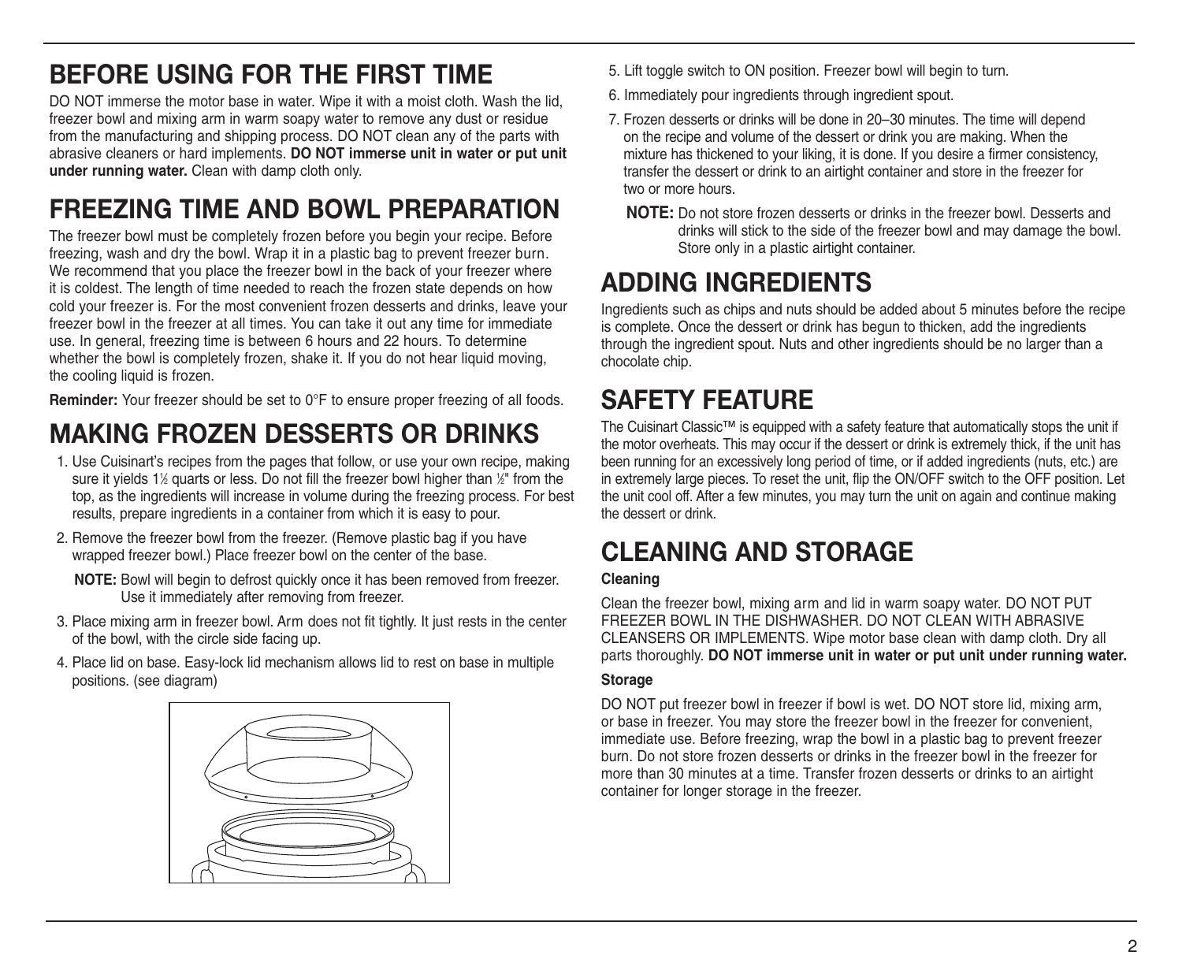## BEFORE USING FOR THE FIRST TIME

DO NOT immerse the motor base in water. Wipe it with a moist cloth. Wash the lid, freezer bowl and mixing arm in warm soapy water to remove any dust or residue from the manufacturing and shipping process. DO NOT clean any of the parts with abrasive cleaners or hard implements. **DO NOT immerse unit in water or put unit under running water.** Clean with damp cloth only.

## FREEZING TIME AND BOWL PREPARATION

The freezer bowl must be completely frozen before you begin your recipe. Before freezing, wash and dry the bowl. Wrap it in a plastic bag to prevent freezer burn. We recommend that you place the freezer bowl in the back of your freezer where it is coldest. The length of time needed to reach the frozen state depends on how cold your freezer is. For the most convenient frozen desserts and drinks, leave your freezer bowl in the freezer at all times. You can take it out any time for immediate use. In general, freezing time is between 6 hours and 22 hours. To determine whether the bowl is completely frozen, shake it. If you do not hear liquid moving, the cooling liquid is frozen.

**Reminder:** Your freezer should be set to 0°F to ensure proper freezing of all foods.

## MAKING FROZEN DESSERTS OR DRINKS

1. Use Cuisinart's recipes from the pages that follow, or use your own recipe, making sure it yields 1½ quarts or less. Do not fill the freezer bowl higher than ½" from the top, as the ingredients will increase in volume during the freezing process. For best results, prepare ingredients in a container from which it is easy to pour.
2. Remove the freezer bowl from the freezer. (Remove plastic bag if you have wrapped freezer bowl.) Place freezer bowl on the center of the base.

   **NOTE:** Bowl will begin to defrost quickly once it has been removed from freezer. Use it immediately after removing from freezer.
3. Place mixing arm in freezer bowl. Arm does not fit tightly. It just rests in the center of the bowl, with the circle side facing up.
4. Place lid on base. Easy-lock lid mechanism allows lid to rest on base in multiple positions. (see diagram)
5. Lift toggle switch to ON position. Freezer bowl will begin to turn.
6. Immediately pour ingredients through ingredient spout.
7. Frozen desserts or drinks will be done in 20–30 minutes. The time will depend on the recipe and volume of the dessert or drink you are making. When the mixture has thickened to your liking, it is done. If you desire a firmer consistency, transfer the dessert or drink to an airtight container and store in the freezer for two or more hours.

   **NOTE:** Do not store frozen desserts or drinks in the freezer bowl. Desserts and drinks will stick to the side of the freezer bowl and may damage the bowl. Store only in a plastic airtight container.

## ADDING INGREDIENTS

Ingredients such as chips and nuts should be added about 5 minutes before the recipe is complete. Once the dessert or drink has begun to thicken, add the ingredients through the ingredient spout. Nuts and other ingredients should be no larger than a chocolate chip.

## SAFETY FEATURE

The Cuisinart Classic™ is equipped with a safety feature that automatically stops the unit if the motor overheats. This may occur if the dessert or drink is extremely thick, if the unit has been running for an excessively long period of time, or if added ingredients (nuts, etc.) are in extremely large pieces. To reset the unit, flip the ON/OFF switch to the OFF position. Let the unit cool off. After a few minutes, you may turn the unit on again and continue making the dessert or drink.

## CLEANING AND STORAGE

### Cleaning

Clean the freezer bowl, mixing arm and lid in warm soapy water. DO NOT PUT FREEZER BOWL IN THE DISHWASHER. DO NOT CLEAN WITH ABRASIVE CLEANSERS OR IMPLEMENTS. Wipe motor base clean with damp cloth. Dry all parts thoroughly. **DO NOT immerse unit in water or put unit under running water.**

### Storage

DO NOT put freezer bowl in freezer if bowl is wet. DO NOT store lid, mixing arm, or base in freezer. You may store the freezer bowl in the freezer for convenient, immediate use. Before freezing, wrap the bowl in a plastic bag to prevent freezer burn. Do not store frozen desserts or drinks in the freezer bowl in the freezer for more than 30 minutes at a time. Transfer frozen desserts or drinks to an airtight container for longer storage in the freezer.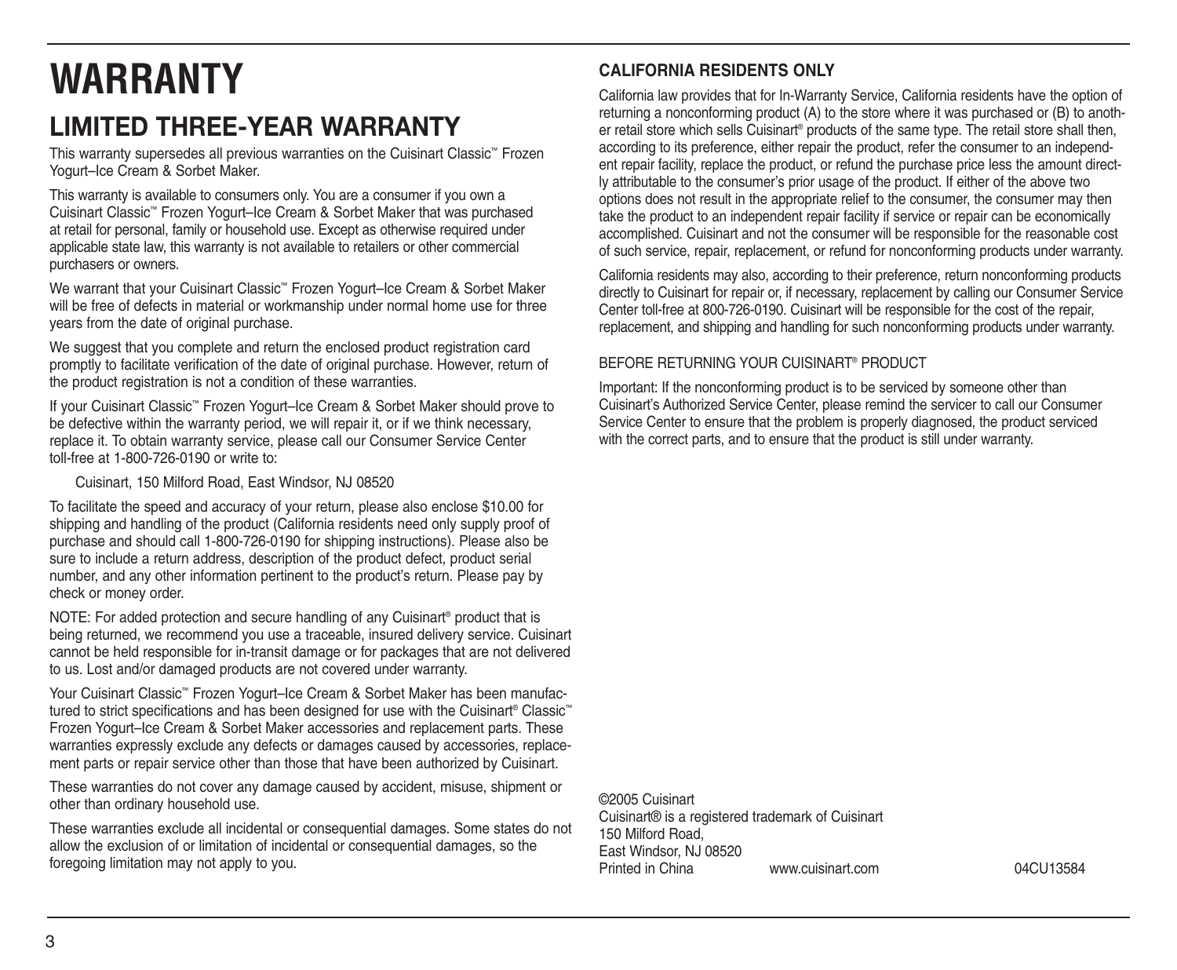# WARRANTY

## LIMITED THREE-YEAR WARRANTY

This warranty supersedes all previous warranties on the Cuisinart Classic™ Frozen Yogurt–Ice Cream & Sorbet Maker.

This warranty is available to consumers only. You are a consumer if you own a Cuisinart Classic™ Frozen Yogurt–Ice Cream & Sorbet Maker that was purchased at retail for personal, family or household use. Except as otherwise required under applicable state law, this warranty is not available to retailers or other commercial purchasers or owners.

We warrant that your Cuisinart Classic™ Frozen Yogurt–Ice Cream & Sorbet Maker will be free of defects in material or workmanship under normal home use for three years from the date of original purchase.

We suggest that you complete and return the enclosed product registration card promptly to facilitate verification of the date of original purchase. However, return of the product registration is not a condition of these warranties.

If your Cuisinart Classic™ Frozen Yogurt–Ice Cream & Sorbet Maker should prove to be defective within the warranty period, we will repair it, or if we think necessary, replace it. To obtain warranty service, please call our Consumer Service Center toll-free at 1-800-726-0190 or write to:

Cuisinart, 150 Milford Road, East Windsor, NJ 08520

To facilitate the speed and accuracy of your return, please also enclose $10.00 for shipping and handling of the product (California residents need only supply proof of purchase and should call 1-800-726-0190 for shipping instructions). Please also be sure to include a return address, description of the product defect, product serial number, and any other information pertinent to the product's return. Please pay by check or money order.

NOTE: For added protection and secure handling of any Cuisinart® product that is being returned, we recommend you use a traceable, insured delivery service. Cuisinart cannot be held responsible for in-transit damage or for packages that are not delivered to us. Lost and/or damaged products are not covered under warranty.

Your Cuisinart Classic™ Frozen Yogurt–Ice Cream & Sorbet Maker has been manufactured to strict specifications and has been designed for use with the Cuisinart® Classic™ Frozen Yogurt–Ice Cream & Sorbet Maker accessories and replacement parts. These warranties expressly exclude any defects or damages caused by accessories, replacement parts or repair service other than those that have been authorized by Cuisinart.

These warranties do not cover any damage caused by accident, misuse, shipment or other than ordinary household use.

These warranties exclude all incidental or consequential damages. Some states do not allow the exclusion of or limitation of incidental or consequential damages, so the foregoing limitation may not apply to you.

### CALIFORNIA RESIDENTS ONLY

California law provides that for In-Warranty Service, California residents have the option of returning a nonconforming product (A) to the store where it was purchased or (B) to another retail store which sells Cuisinart® products of the same type. The retail store shall then, according to its preference, either repair the product, refer the consumer to an independent repair facility, replace the product, or refund the purchase price less the amount directly attributable to the consumer's prior usage of the product. If either of the above two options does not result in the appropriate relief to the consumer, the consumer may then take the product to an independent repair facility if service or repair can be economically accomplished. Cuisinart and not the consumer will be responsible for the reasonable cost of such service, repair, replacement, or refund for nonconforming products under warranty.

California residents may also, according to their preference, return nonconforming products directly to Cuisinart for repair or, if necessary, replacement by calling our Consumer Service Center toll-free at 800-726-0190. Cuisinart will be responsible for the cost of the repair, replacement, and shipping and handling for such nonconforming products under warranty.

BEFORE RETURNING YOUR CUISINART® PRODUCT

Important: If the nonconforming product is to be serviced by someone other than Cuisinart's Authorized Service Center, please remind the servicer to call our Consumer Service Center to ensure that the problem is properly diagnosed, the product serviced with the correct parts, and to ensure that the product is still under warranty.

©2005 Cuisinart
Cuisinart® is a registered trademark of Cuisinart
150 Milford Road,
East Windsor, NJ 08520
Printed in China www.cuisinart.com 04CU13584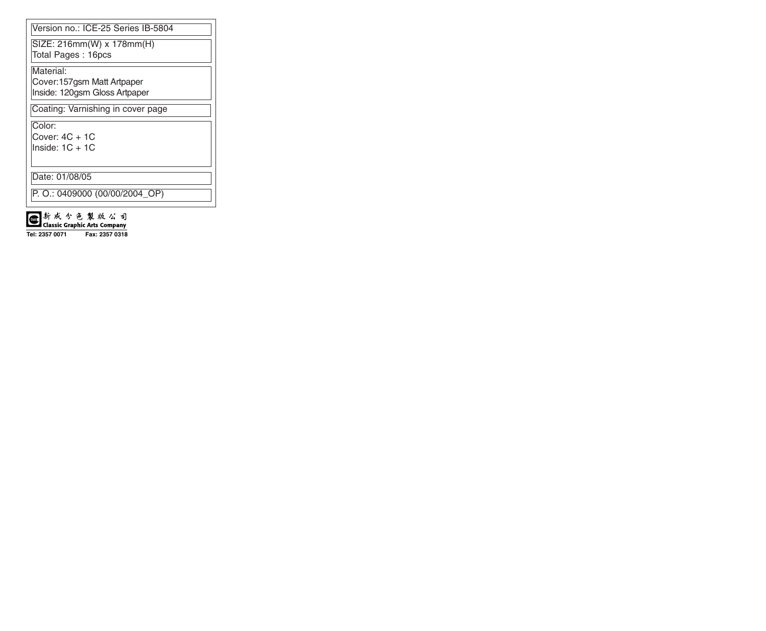Version no.: ICE-25 Series IB-5804

SIZE: 216mm(W) x 178mm(H)
Total Pages : 16pcs

Material:
Cover:157gsm Matt Artpaper
Inside: 120gsm Gloss Artpaper

Coating: Varnishing in cover page

Color:
Cover: 4C + 1C
Inside: 1C + 1C

Date: 01/08/05

P. O.: 0409000 (00/00/2004_OP)

新成分色製版公司
Classic Graphic Arts Company
Tel: 2357 0071 Fax: 2357 0318